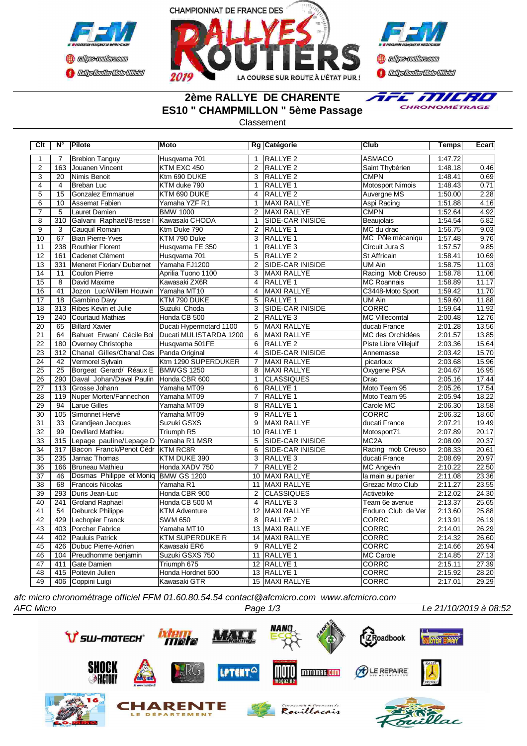CHAMPIONNAT DE FRANCE DES RALLYES ROUTIERS 2019

LA COURSE SUR ROUTE À L'ÉTAT PUR !

# 2ème RALLYE DE CHARENTE

## ES10 " CHAMPMILLON " 5ème Passage

Classement

| Clt | N° | Pilote | Moto | Rg | Catégorie | Club | Temps | Ecart |
|---|---|---|---|---|---|---|---|---|
| 1 | 7 | Brebion Tanguy | Husqvarna 701 | 1 | RALLYE 2 | ASMACO | 1:47.72 | |
| 2 | 163 | Jouanen Vincent | KTM EXC 450 | 2 | RALLYE 2 | Saint Thybérien | 1:48.18 | 0.46 |
| 3 | 20 | Nimis Benoit | Ktm 690 DUKE | 3 | RALLYE 2 | CMPN | 1:48.41 | 0.69 |
| 4 | 4 | Breban Luc | KTM duke 790 | 1 | RALLYE 1 | Motosport Nimois | 1:48.43 | 0.71 |
| 5 | 15 | Gonzalez Emmanuel | KTM 690 DUKE | 4 | RALLYE 2 | Auvergne MS | 1:50.00 | 2.28 |
| 6 | 10 | Assemat Fabien | Yamaha YZF R1 | 1 | MAXI RALLYE | Aspi Racing | 1:51.88 | 4.16 |
| 7 | 5 | Lauret Damien | BMW 1000 | 2 | MAXI RALLYE | CMPN | 1:52.64 | 4.92 |
| 8 | 310 | Galvani Raphael/Bresse I | Kawasaki CHODA | 1 | SIDE-CAR INISIDE | Beaujolais | 1:54.54 | 6.82 |
| 9 | 3 | Cauquil Romain | Ktm Duke 790 | 2 | RALLYE 1 | MC du drac | 1:56.75 | 9.03 |
| 10 | 67 | Bian Pierre-Yves | KTM 790 Duke | 3 | RALLYE 1 | MC Pôle mécaniqu | 1:57.48 | 9.76 |
| 11 | 238 | Routhier Florent | Husqvarna FE 350 | 1 | RALLYE 3 | Circuit Jura S | 1:57.57 | 9.85 |
| 12 | 161 | Cadenet Clément | Husqvarna 701 | 5 | RALLYE 2 | St Affricain | 1:58.41 | 10.69 |
| 13 | 331 | Meneret Florian/ Dubernet | Yamaha FJ1200 | 2 | SIDE-CAR INISIDE | UM Ain | 1:58.75 | 11.03 |
| 14 | 11 | Coulon Pierre | Aprilia Tuono 1100 | 3 | MAXI RALLYE | Racing Mob Creuso | 1:58.78 | 11.06 |
| 15 | 8 | David Maxime | Kawasaki ZX6R | 4 | RALLYE 1 | MC Roannais | 1:58.89 | 11.17 |
| 16 | 41 | Jozon Luc/Willem Houwin | Yamaha MT10 | 4 | MAXI RALLYE | C3448-Moto Sport | 1:59.42 | 11.70 |
| 17 | 18 | Gambino Davy | KTM 790 DUKE | 5 | RALLYE 1 | UM Ain | 1:59.60 | 11.88 |
| 18 | 313 | Ribes Kevin et Julie | Suzuki Choda | 3 | SIDE-CAR INISIDE | CORRC | 1:59.64 | 11.92 |
| 19 | 240 | Courtaud Mathias | Honda CB 500 | 2 | RALLYE 3 | MC Villecomtal | 2:00.48 | 12.76 |
| 20 | 65 | Billard Xavier | Ducati Hypermotard 1100 | 5 | MAXI RALLYE | ducati France | 2:01.28 | 13.56 |
| 21 | 64 | Bahuet Erwan/ Cécile Boi | Ducati MULISTARDA 1200 | 6 | MAXI RALLYE | MC des Orchidées | 2:01.57 | 13.85 |
| 22 | 180 | Overney Christophe | Husqvarna 501FE | 6 | RALLYE 2 | Piste Libre Villejuif | 2:03.36 | 15.64 |
| 23 | 312 | Chanal Gilles/Chanal Ces | Panda Original | 4 | SIDE-CAR INISIDE | Annemasse | 2:03.42 | 15.70 |
| 24 | 42 | Vermorel Sylvain | Ktm 1290 SUPERDUKER | 7 | MAXI RALLYE | picarloux | 2:03.68 | 15.96 |
| 25 | 25 | Borgeat Gerard/ Réaux E | BMWGS 1250 | 8 | MAXI RALLYE | Oxygene PSA | 2:04.67 | 16.95 |
| 26 | 290 | Daval Johan/Daval Paulin | Honda CBR 600 | 1 | CLASSIQUES | Drac | 2:05.16 | 17.44 |
| 27 | 113 | Grosse Johann | Yamaha MT09 | 6 | RALLYE 1 | Moto Team 95 | 2:05.26 | 17.54 |
| 28 | 119 | Nuper Morten/Fannechon | Yamaha MT09 | 7 | RALLYE 1 | Moto Team 95 | 2:05.94 | 18.22 |
| 29 | 94 | Larue Gilles | Yamaha MT09 | 8 | RALLYE 1 | Carole MC | 2:06.30 | 18.58 |
| 30 | 105 | Simonnet Hervé | Yamaha MT09 | 9 | RALLYE 1 | CORRC | 2:06.32 | 18.60 |
| 31 | 33 | Grandjean Jacques | Suzuki GSXS | 9 | MAXI RALLYE | ducati France | 2:07.21 | 19.49 |
| 32 | 99 | Devillard Mathieu | Triumph R5 | 10 | RALLYE 1 | Motosport71 | 2:07.89 | 20.17 |
| 33 | 315 | Lepage pauline/Lepage D | Yamaha R1 MSR | 5 | SIDE-CAR INISIDE | MC2A | 2:08.09 | 20.37 |
| 34 | 317 | Bacon Franck/Penot Cédr | KTM RC8R | 6 | SIDE-CAR INISIDE | Racing mob Creuso | 2:08.33 | 20.61 |
| 35 | 235 | Jarnac Thomas | KTM DUKE 390 | 3 | RALLYE 3 | ducati France | 2:08.69 | 20.97 |
| 36 | 166 | Bruneau Mathieu | Honda XADV 750 | 7 | RALLYE 2 | MC Angevin | 2:10.22 | 22.50 |
| 37 | 46 | Dosmas Philippe et Moniq | BMW GS 1200 | 10 | MAXI RALLYE | la main au panier | 2:11.08 | 23.36 |
| 38 | 68 | Francois Nicolas | Yamaha R1 | 11 | MAXI RALLYE | Grezac Moto Club | 2:11.27 | 23.55 |
| 39 | 293 | Duris Jean-Luc | Honda CBR 900 | 2 | CLASSIQUES | Activebike | 2:12.02 | 24.30 |
| 40 | 241 | Groland Raphael | Honda CB 500 M | 4 | RALLYE 3 | Team 6e avenue | 2:13.37 | 25.65 |
| 41 | 54 | Deburck Philippe | KTM Adventure | 12 | MAXI RALLYE | Enduro Club de Ver | 2:13.60 | 25.88 |
| 42 | 429 | Lechopier Franck | SWM 650 | 8 | RALLYE 2 | CORRC | 2:13.91 | 26.19 |
| 43 | 403 | Porcher Fabrice | Yamaha MT10 | 13 | MAXI RALLYE | CORRC | 2:14.01 | 26.29 |
| 44 | 402 | Pauluis Patrick | KTM SUPERDUKE R | 14 | MAXI RALLYE | CORRC | 2:14.32 | 26.60 |
| 45 | 426 | Dubuc Pierre-Adrien | Kawasaki ER6 | 9 | RALLYE 2 | CORRC | 2:14.66 | 26.94 |
| 46 | 104 | Preudhomme benjamin | Suzuki GSXS 750 | 11 | RALLYE 1 | MC Carole | 2:14.85 | 27.13 |
| 47 | 411 | Gate Damien | Triumph 675 | 12 | RALLYE 1 | CORRC | 2:15.11 | 27.39 |
| 48 | 415 | Poitevin Julien | Honda Hordnet 600 | 13 | RALLYE 1 | CORRC | 2:15.92 | 28.20 |
| 49 | 406 | Coppini Luigi | Kawasaki GTR | 15 | MAXI RALLYE | CORRC | 2:17.01 | 29.29 |

*afc micro chronométrage officiel FFM 01.60.80.54.54 contact@afcmicro.com www.afcmicro.com*

*AFC Micro* — *Le 21/10/2019 à 08:52*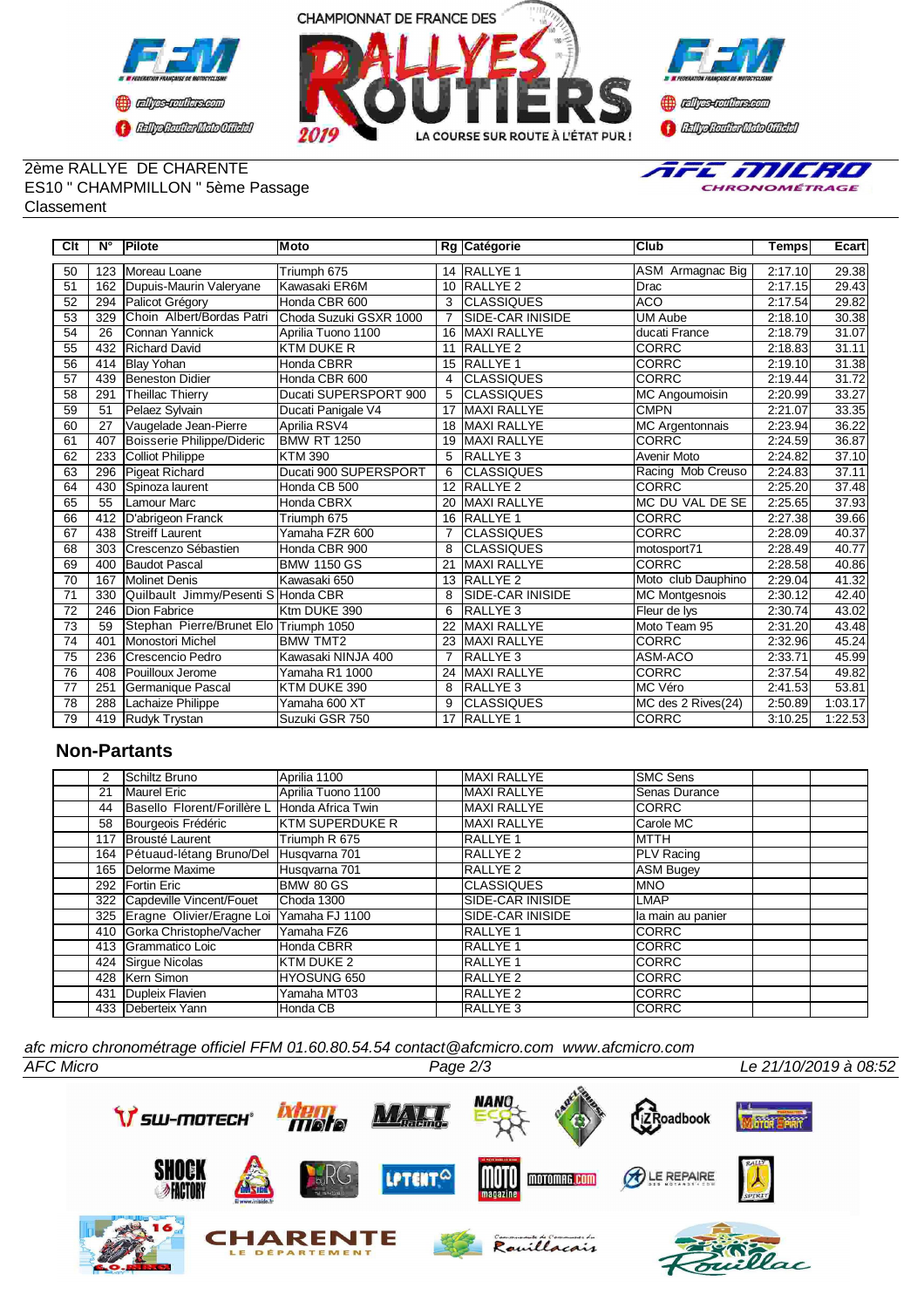2ème RALLYE DE CHARENTE
ES10 " CHAMPMILLON " 5ème Passage
Classement

| Clt | N° | Pilote | Moto | Rg | Catégorie | Club | Temps | Ecart |
|---|---|---|---|---|---|---|---|---|
| 50 | 123 | Moreau Loane | Triumph 675 | 14 | RALLYE 1 | ASM Armagnac Big | 2:17.10 | 29.38 |
| 51 | 162 | Dupuis-Maurin Valeryane | Kawasaki ER6M | 10 | RALLYE 2 | Drac | 2:17.15 | 29.43 |
| 52 | 294 | Palicot Grégory | Honda CBR 600 | 3 | CLASSIQUES | ACO | 2:17.54 | 29.82 |
| 53 | 329 | Choin Albert/Bordas Patri | Choda Suzuki GSXR 1000 | 7 | SIDE-CAR INISIDE | UM Aube | 2:18.10 | 30.38 |
| 54 | 26 | Connan Yannick | Aprilia Tuono 1100 | 16 | MAXI RALLYE | ducati France | 2:18.79 | 31.07 |
| 55 | 432 | Richard David | KTM DUKE R | 11 | RALLYE 2 | CORRC | 2:18.83 | 31.11 |
| 56 | 414 | Blay Yohan | Honda CBRR | 15 | RALLYE 1 | CORRC | 2:19.10 | 31.38 |
| 57 | 439 | Beneston Didier | Honda CBR 600 | 4 | CLASSIQUES | CORRC | 2:19.44 | 31.72 |
| 58 | 291 | Theillac Thierry | Ducati SUPERSPORT 900 | 5 | CLASSIQUES | MC Angoumoisin | 2:20.99 | 33.27 |
| 59 | 51 | Pelaez Sylvain | Ducati Panigale V4 | 17 | MAXI RALLYE | CMPN | 2:21.07 | 33.35 |
| 60 | 27 | Vaugelade Jean-Pierre | Aprilia RSV4 | 18 | MAXI RALLYE | MC Argentonnais | 2:23.94 | 36.22 |
| 61 | 407 | Boisserie Philippe/Dideric | BMW RT 1250 | 19 | MAXI RALLYE | CORRC | 2:24.59 | 36.87 |
| 62 | 233 | Colliot Philippe | KTM 390 | 5 | RALLYE 3 | Avenir Moto | 2:24.82 | 37.10 |
| 63 | 296 | Pigeat Richard | Ducati 900 SUPERSPORT | 6 | CLASSIQUES | Racing Mob Creuso | 2:24.83 | 37.11 |
| 64 | 430 | Spinoza laurent | Honda CB 500 | 12 | RALLYE 2 | CORRC | 2:25.20 | 37.48 |
| 65 | 55 | Lamour Marc | Honda CBRX | 20 | MAXI RALLYE | MC DU VAL DE SE | 2:25.65 | 37.93 |
| 66 | 412 | D'abrigeon Franck | Triumph 675 | 16 | RALLYE 1 | CORRC | 2:27.38 | 39.66 |
| 67 | 438 | Streiff Laurent | Yamaha FZR 600 | 7 | CLASSIQUES | CORRC | 2:28.09 | 40.37 |
| 68 | 303 | Crescenzo Sébastien | Honda CBR 900 | 8 | CLASSIQUES | motosport71 | 2:28.49 | 40.77 |
| 69 | 400 | Baudot Pascal | BMW 1150 GS | 21 | MAXI RALLYE | CORRC | 2:28.58 | 40.86 |
| 70 | 167 | Molinet Denis | Kawasaki 650 | 13 | RALLYE 2 | Moto club Dauphino | 2:29.04 | 41.32 |
| 71 | 330 | Quilbault Jimmy/Pesenti S | Honda CBR | 8 | SIDE-CAR INISIDE | MC Montgesnois | 2:30.12 | 42.40 |
| 72 | 246 | Dion Fabrice | Ktm DUKE 390 | 6 | RALLYE 3 | Fleur de lys | 2:30.74 | 43.02 |
| 73 | 59 | Stephan Pierre/Brunet Elo | Triumph 1050 | 22 | MAXI RALLYE | Moto Team 95 | 2:31.20 | 43.48 |
| 74 | 401 | Monostori Michel | BMW TMT2 | 23 | MAXI RALLYE | CORRC | 2:32.96 | 45.24 |
| 75 | 236 | Crescencio Pedro | Kawasaki NINJA 400 | 7 | RALLYE 3 | ASM-ACO | 2:33.71 | 45.99 |
| 76 | 408 | Pouilloux Jerome | Yamaha R1 1000 | 24 | MAXI RALLYE | CORRC | 2:37.54 | 49.82 |
| 77 | 251 | Germanique Pascal | KTM DUKE 390 | 8 | RALLYE 3 | MC Véro | 2:41.53 | 53.81 |
| 78 | 288 | Lachaize Philippe | Yamaha 600 XT | 9 | CLASSIQUES | MC des 2 Rives(24) | 2:50.89 | 1:03.17 |
| 79 | 419 | Rudyk Trystan | Suzuki GSR 750 | 17 | RALLYE 1 | CORRC | 3:10.25 | 1:22.53 |

## Non-Partants

| Clt | N° | Pilote | Moto | Rg | Catégorie | Club | Temps | Ecart |
|---|---|---|---|---|---|---|---|---|
| | 2 | Schiltz Bruno | Aprilia 1100 | | MAXI RALLYE | SMC Sens | | |
| | 21 | Maurel Eric | Aprilia Tuono 1100 | | MAXI RALLYE | Senas Durance | | |
| | 44 | Basello Florent/Forillère L | Honda Africa Twin | | MAXI RALLYE | CORRC | | |
| | 58 | Bourgeois Frédéric | KTM SUPERDUKE R | | MAXI RALLYE | Carole MC | | |
| | 117 | Brousté Laurent | Triumph R 675 | | RALLYE 1 | MTTH | | |
| | 164 | Pétuaud-létang Bruno/Del | Husqvarna 701 | | RALLYE 2 | PLV Racing | | |
| | 165 | Delorme Maxime | Husqvarna 701 | | RALLYE 2 | ASM Bugey | | |
| | 292 | Fortin Eric | BMW 80 GS | | CLASSIQUES | MNO | | |
| | 322 | Capdeville Vincent/Fouet | Choda 1300 | | SIDE-CAR INISIDE | LMAP | | |
| | 325 | Eragne Olivier/Eragne Loi | Yamaha FJ 1100 | | SIDE-CAR INISIDE | la main au panier | | |
| | 410 | Gorka Christophe/Vacher | Yamaha FZ6 | | RALLYE 1 | CORRC | | |
| | 413 | Grammatico Loic | Honda CBRR | | RALLYE 1 | CORRC | | |
| | 424 | Sirgue Nicolas | KTM DUKE 2 | | RALLYE 1 | CORRC | | |
| | 428 | Kern Simon | HYOSUNG 650 | | RALLYE 2 | CORRC | | |
| | 431 | Dupleix Flavien | Yamaha MT03 | | RALLYE 2 | CORRC | | |
| | 433 | Deberteix Yann | Honda CB | | RALLYE 3 | CORRC | | |

*afc micro chronométrage officiel FFM 01.60.80.54.54 contact@afcmicro.com www.afcmicro.com*

*AFC Micro* — *Le 21/10/2019 à 08:52*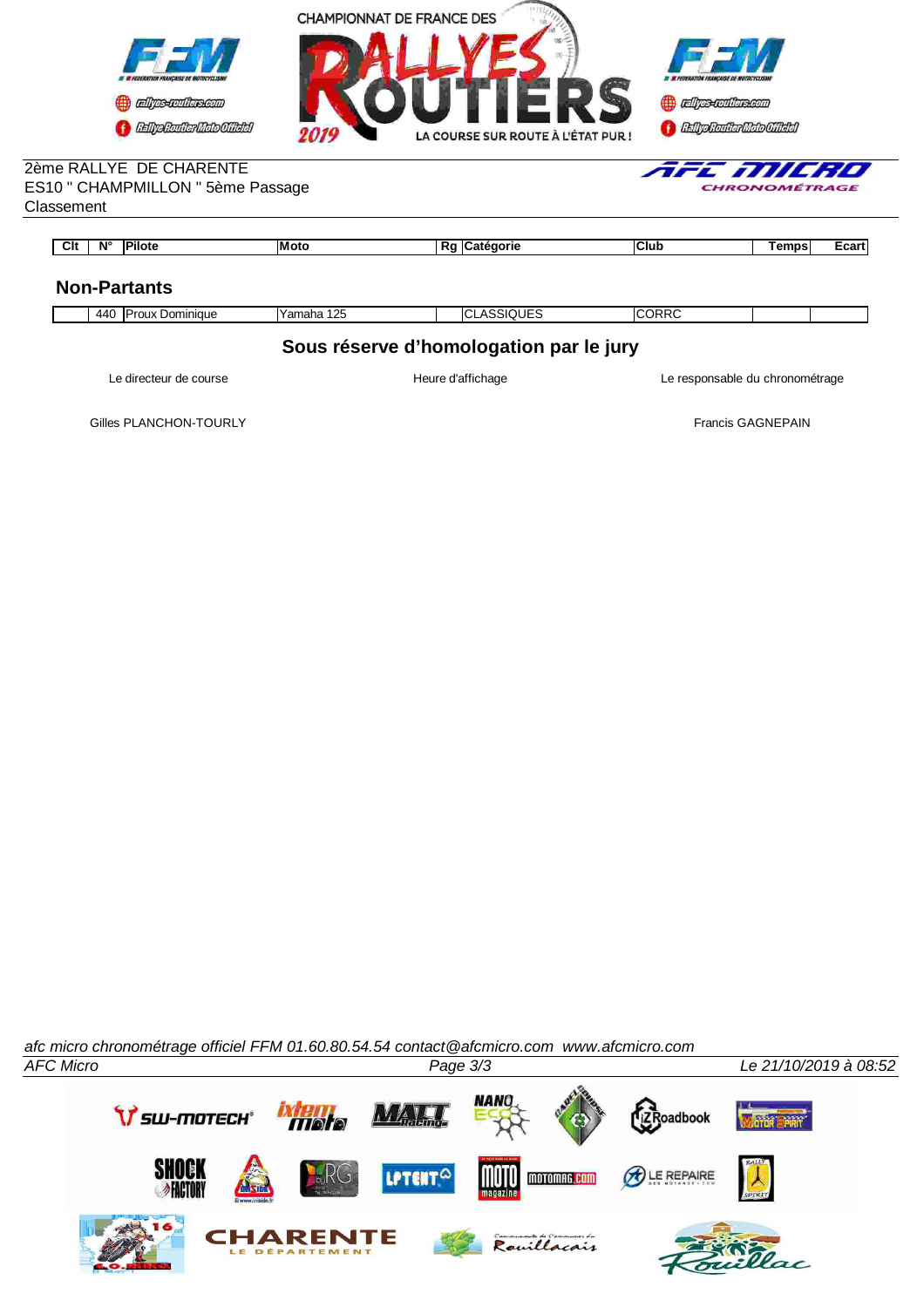2ème RALLYE DE CHARENTE
ES10 " CHAMPMILLON " 5ème Passage
Classement

| Clt | N° | Pilote | Moto | Rg | Catégorie | Club | Temps | Ecart |
|---|---|---|---|---|---|---|---|---|

## Non-Partants

| Clt | N° | Pilote | Moto | Rg | Catégorie | Club | Temps | Ecart |
|---|---|---|---|---|---|---|---|---|
| | 440 | Proux Dominique | Yamaha 125 | | CLASSIQUES | CORRC | | |

## Sous réserve d'homologation par le jury

Le directeur de course

Heure d'affichage

Le responsable du chronométrage

Gilles PLANCHON-TOURLY

Francis GAGNEPAIN

*afc micro chronométrage officiel FFM 01.60.80.54.54 contact@afcmicro.com www.afcmicro.com*

*AFC Micro* *Le 21/10/2019 à 08:52*